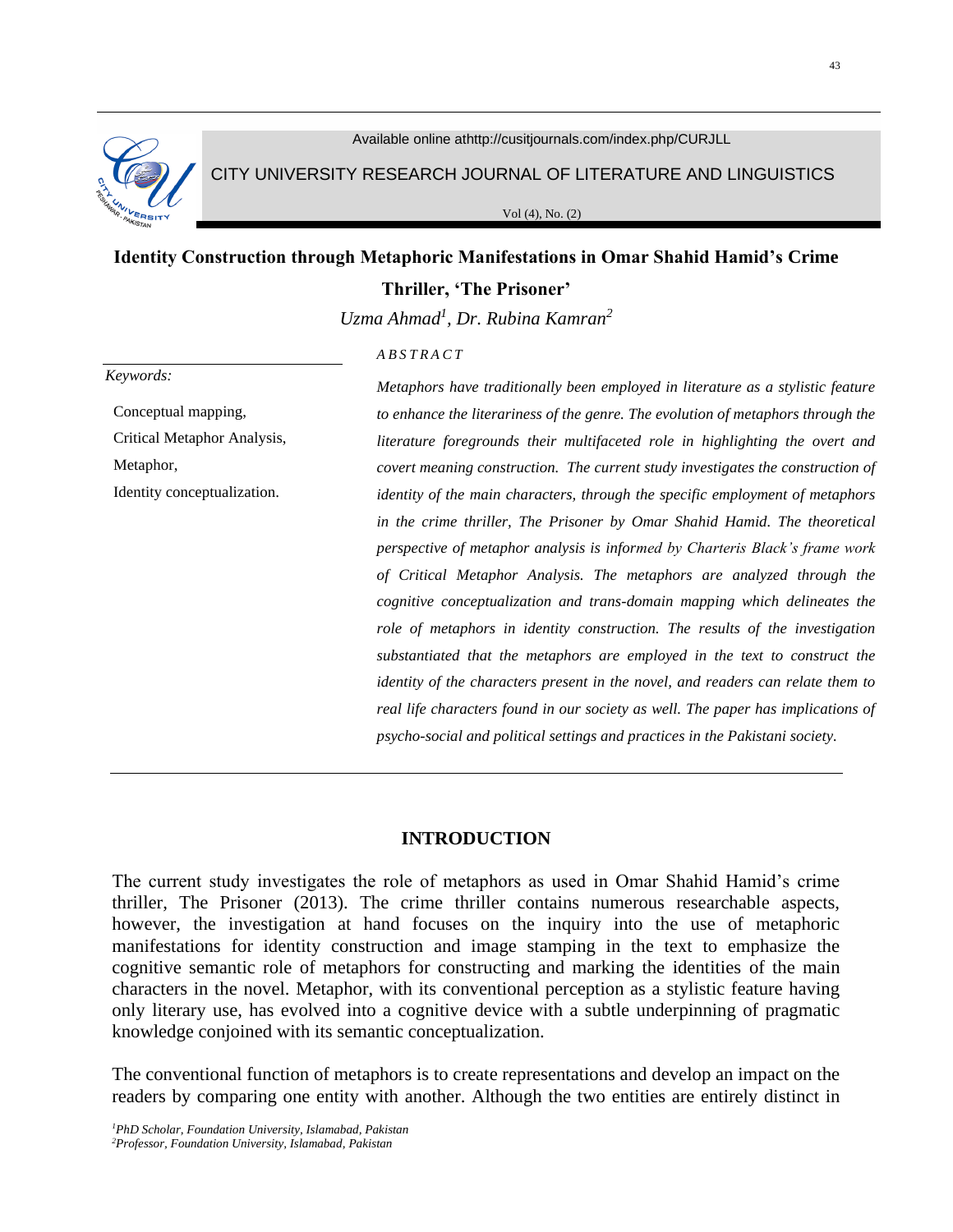Available online athttp://cusitjournals.com/index.php/CURJLL

CITY UNIVERSITY RESEARCH JOURNAL OF LITERATURE AND LINGUISTICS

Vol (4), No. (2)

# Identity Construction through Metaphoric Manifestations in Omar Shahid Hamid's Crime Thriller, 'The Prisoner'

*Uzma Ahmad[1], Dr. Rubina Kamran[2]*

*Keywords:*

Conceptual mapping,
Critical Metaphor Analysis,
Metaphor,
Identity conceptualization.

*ABSTRACT*

*Metaphors have traditionally been employed in literature as a stylistic feature to enhance the literariness of the genre. The evolution of metaphors through the literature foregrounds their multifaceted role in highlighting the overt and covert meaning construction. The current study investigates the construction of identity of the main characters, through the specific employment of metaphors in the crime thriller, The Prisoner by Omar Shahid Hamid. The theoretical perspective of metaphor analysis is informed by Charteris Black's frame work of Critical Metaphor Analysis. The metaphors are analyzed through the cognitive conceptualization and trans-domain mapping which delineates the role of metaphors in identity construction. The results of the investigation substantiated that the metaphors are employed in the text to construct the identity of the characters present in the novel, and readers can relate them to real life characters found in our society as well. The paper has implications of psycho-social and political settings and practices in the Pakistani society.*

## INTRODUCTION

The current study investigates the role of metaphors as used in Omar Shahid Hamid's crime thriller, The Prisoner (2013). The crime thriller contains numerous researchable aspects, however, the investigation at hand focuses on the inquiry into the use of metaphoric manifestations for identity construction and image stamping in the text to emphasize the cognitive semantic role of metaphors for constructing and marking the identities of the main characters in the novel. Metaphor, with its conventional perception as a stylistic feature having only literary use, has evolved into a cognitive device with a subtle underpinning of pragmatic knowledge conjoined with its semantic conceptualization.

The conventional function of metaphors is to create representations and develop an impact on the readers by comparing one entity with another. Although the two entities are entirely distinct in

*[1]PhD Scholar, Foundation University, Islamabad, Pakistan*
*[2]Professor, Foundation University, Islamabad, Pakistan*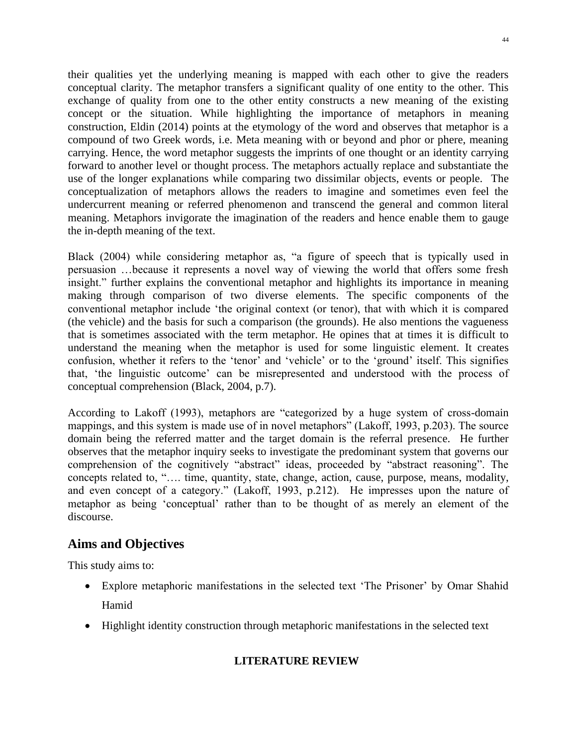their qualities yet the underlying meaning is mapped with each other to give the readers conceptual clarity. The metaphor transfers a significant quality of one entity to the other. This exchange of quality from one to the other entity constructs a new meaning of the existing concept or the situation. While highlighting the importance of metaphors in meaning construction, Eldin (2014) points at the etymology of the word and observes that metaphor is a compound of two Greek words, i.e. Meta meaning with or beyond and phor or phere, meaning carrying. Hence, the word metaphor suggests the imprints of one thought or an identity carrying forward to another level or thought process. The metaphors actually replace and substantiate the use of the longer explanations while comparing two dissimilar objects, events or people. The conceptualization of metaphors allows the readers to imagine and sometimes even feel the undercurrent meaning or referred phenomenon and transcend the general and common literal meaning. Metaphors invigorate the imagination of the readers and hence enable them to gauge the in-depth meaning of the text.

Black (2004) while considering metaphor as, "a figure of speech that is typically used in persuasion …because it represents a novel way of viewing the world that offers some fresh insight." further explains the conventional metaphor and highlights its importance in meaning making through comparison of two diverse elements. The specific components of the conventional metaphor include 'the original context (or tenor), that with which it is compared (the vehicle) and the basis for such a comparison (the grounds). He also mentions the vagueness that is sometimes associated with the term metaphor. He opines that at times it is difficult to understand the meaning when the metaphor is used for some linguistic element. It creates confusion, whether it refers to the 'tenor' and 'vehicle' or to the 'ground' itself. This signifies that, 'the linguistic outcome' can be misrepresented and understood with the process of conceptual comprehension (Black, 2004, p.7).

According to Lakoff (1993), metaphors are "categorized by a huge system of cross-domain mappings, and this system is made use of in novel metaphors" (Lakoff, 1993, p.203). The source domain being the referred matter and the target domain is the referral presence. He further observes that the metaphor inquiry seeks to investigate the predominant system that governs our comprehension of the cognitively "abstract" ideas, proceeded by "abstract reasoning". The concepts related to, "…. time, quantity, state, change, action, cause, purpose, means, modality, and even concept of a category." (Lakoff, 1993, p.212). He impresses upon the nature of metaphor as being 'conceptual' rather than to be thought of as merely an element of the discourse.

## Aims and Objectives

This study aims to:

- Explore metaphoric manifestations in the selected text 'The Prisoner' by Omar Shahid Hamid
- Highlight identity construction through metaphoric manifestations in the selected text

## LITERATURE REVIEW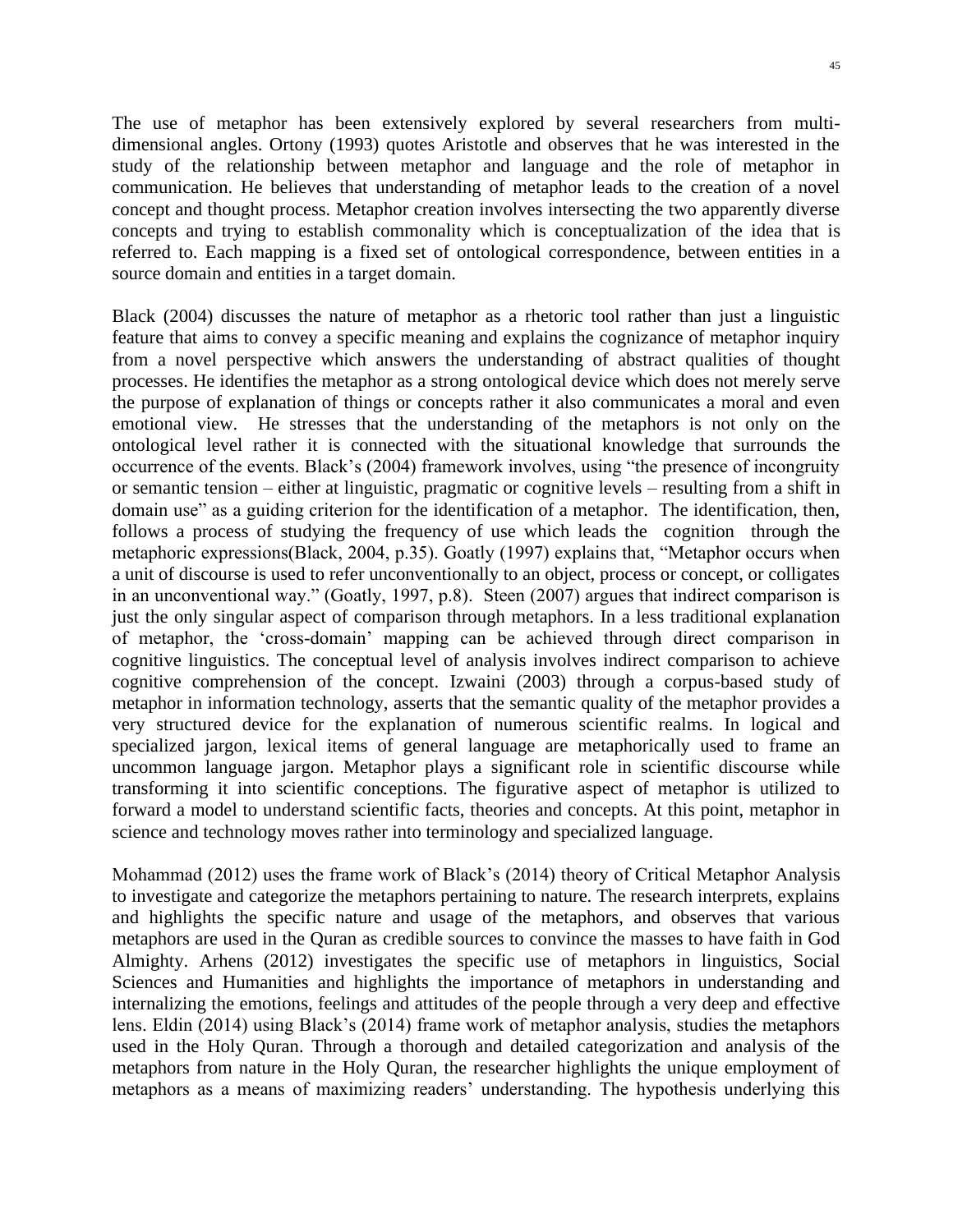The use of metaphor has been extensively explored by several researchers from multi-dimensional angles. Ortony (1993) quotes Aristotle and observes that he was interested in the study of the relationship between metaphor and language and the role of metaphor in communication. He believes that understanding of metaphor leads to the creation of a novel concept and thought process. Metaphor creation involves intersecting the two apparently diverse concepts and trying to establish commonality which is conceptualization of the idea that is referred to. Each mapping is a fixed set of ontological correspondence, between entities in a source domain and entities in a target domain.

Black (2004) discusses the nature of metaphor as a rhetoric tool rather than just a linguistic feature that aims to convey a specific meaning and explains the cognizance of metaphor inquiry from a novel perspective which answers the understanding of abstract qualities of thought processes. He identifies the metaphor as a strong ontological device which does not merely serve the purpose of explanation of things or concepts rather it also communicates a moral and even emotional view. He stresses that the understanding of the metaphors is not only on the ontological level rather it is connected with the situational knowledge that surrounds the occurrence of the events. Black's (2004) framework involves, using "the presence of incongruity or semantic tension – either at linguistic, pragmatic or cognitive levels – resulting from a shift in domain use" as a guiding criterion for the identification of a metaphor. The identification, then, follows a process of studying the frequency of use which leads the cognition through the metaphoric expressions(Black, 2004, p.35). Goatly (1997) explains that, "Metaphor occurs when a unit of discourse is used to refer unconventionally to an object, process or concept, or colligates in an unconventional way." (Goatly, 1997, p.8). Steen (2007) argues that indirect comparison is just the only singular aspect of comparison through metaphors. In a less traditional explanation of metaphor, the 'cross-domain' mapping can be achieved through direct comparison in cognitive linguistics. The conceptual level of analysis involves indirect comparison to achieve cognitive comprehension of the concept. Izwaini (2003) through a corpus-based study of metaphor in information technology, asserts that the semantic quality of the metaphor provides a very structured device for the explanation of numerous scientific realms. In logical and specialized jargon, lexical items of general language are metaphorically used to frame an uncommon language jargon. Metaphor plays a significant role in scientific discourse while transforming it into scientific conceptions. The figurative aspect of metaphor is utilized to forward a model to understand scientific facts, theories and concepts. At this point, metaphor in science and technology moves rather into terminology and specialized language.

Mohammad (2012) uses the frame work of Black's (2014) theory of Critical Metaphor Analysis to investigate and categorize the metaphors pertaining to nature. The research interprets, explains and highlights the specific nature and usage of the metaphors, and observes that various metaphors are used in the Quran as credible sources to convince the masses to have faith in God Almighty. Arhens (2012) investigates the specific use of metaphors in linguistics, Social Sciences and Humanities and highlights the importance of metaphors in understanding and internalizing the emotions, feelings and attitudes of the people through a very deep and effective lens. Eldin (2014) using Black's (2014) frame work of metaphor analysis, studies the metaphors used in the Holy Quran. Through a thorough and detailed categorization and analysis of the metaphors from nature in the Holy Quran, the researcher highlights the unique employment of metaphors as a means of maximizing readers' understanding. The hypothesis underlying this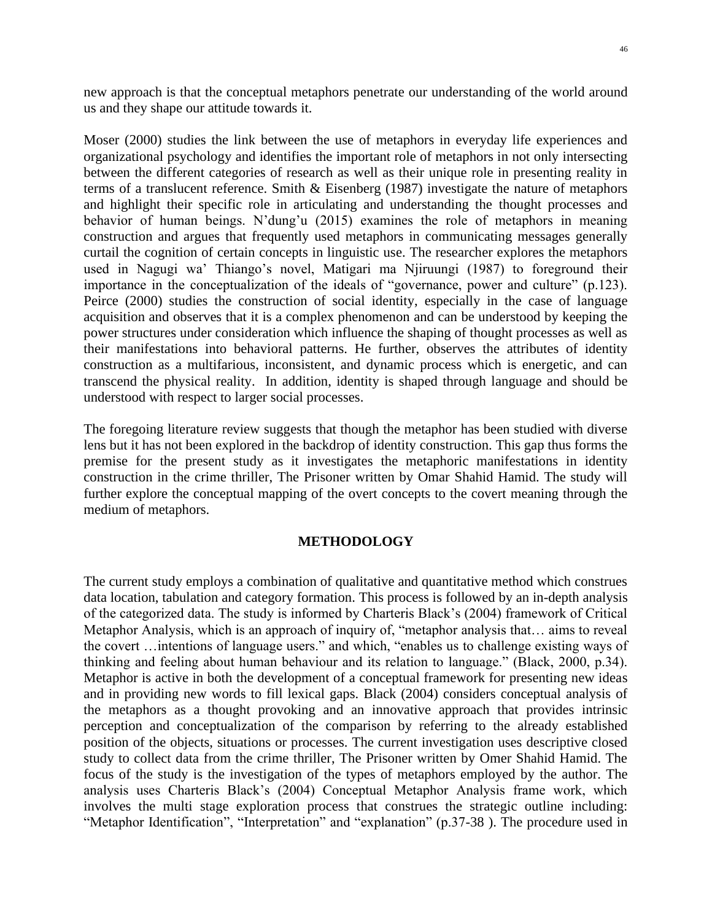new approach is that the conceptual metaphors penetrate our understanding of the world around us and they shape our attitude towards it.

Moser (2000) studies the link between the use of metaphors in everyday life experiences and organizational psychology and identifies the important role of metaphors in not only intersecting between the different categories of research as well as their unique role in presenting reality in terms of a translucent reference. Smith & Eisenberg (1987) investigate the nature of metaphors and highlight their specific role in articulating and understanding the thought processes and behavior of human beings. N'dung'u (2015) examines the role of metaphors in meaning construction and argues that frequently used metaphors in communicating messages generally curtail the cognition of certain concepts in linguistic use. The researcher explores the metaphors used in Nagugi wa' Thiango's novel, Matigari ma Njiruungi (1987) to foreground their importance in the conceptualization of the ideals of "governance, power and culture" (p.123). Peirce (2000) studies the construction of social identity, especially in the case of language acquisition and observes that it is a complex phenomenon and can be understood by keeping the power structures under consideration which influence the shaping of thought processes as well as their manifestations into behavioral patterns. He further, observes the attributes of identity construction as a multifarious, inconsistent, and dynamic process which is energetic, and can transcend the physical reality. In addition, identity is shaped through language and should be understood with respect to larger social processes.

The foregoing literature review suggests that though the metaphor has been studied with diverse lens but it has not been explored in the backdrop of identity construction. This gap thus forms the premise for the present study as it investigates the metaphoric manifestations in identity construction in the crime thriller, The Prisoner written by Omar Shahid Hamid. The study will further explore the conceptual mapping of the overt concepts to the covert meaning through the medium of metaphors.

## METHODOLOGY

The current study employs a combination of qualitative and quantitative method which construes data location, tabulation and category formation. This process is followed by an in-depth analysis of the categorized data. The study is informed by Charteris Black's (2004) framework of Critical Metaphor Analysis, which is an approach of inquiry of, "metaphor analysis that… aims to reveal the covert …intentions of language users." and which, "enables us to challenge existing ways of thinking and feeling about human behaviour and its relation to language." (Black, 2000, p.34). Metaphor is active in both the development of a conceptual framework for presenting new ideas and in providing new words to fill lexical gaps. Black (2004) considers conceptual analysis of the metaphors as a thought provoking and an innovative approach that provides intrinsic perception and conceptualization of the comparison by referring to the already established position of the objects, situations or processes. The current investigation uses descriptive closed study to collect data from the crime thriller, The Prisoner written by Omer Shahid Hamid. The focus of the study is the investigation of the types of metaphors employed by the author. The analysis uses Charteris Black's (2004) Conceptual Metaphor Analysis frame work, which involves the multi stage exploration process that construes the strategic outline including: "Metaphor Identification", "Interpretation" and "explanation" (p.37-38 ). The procedure used in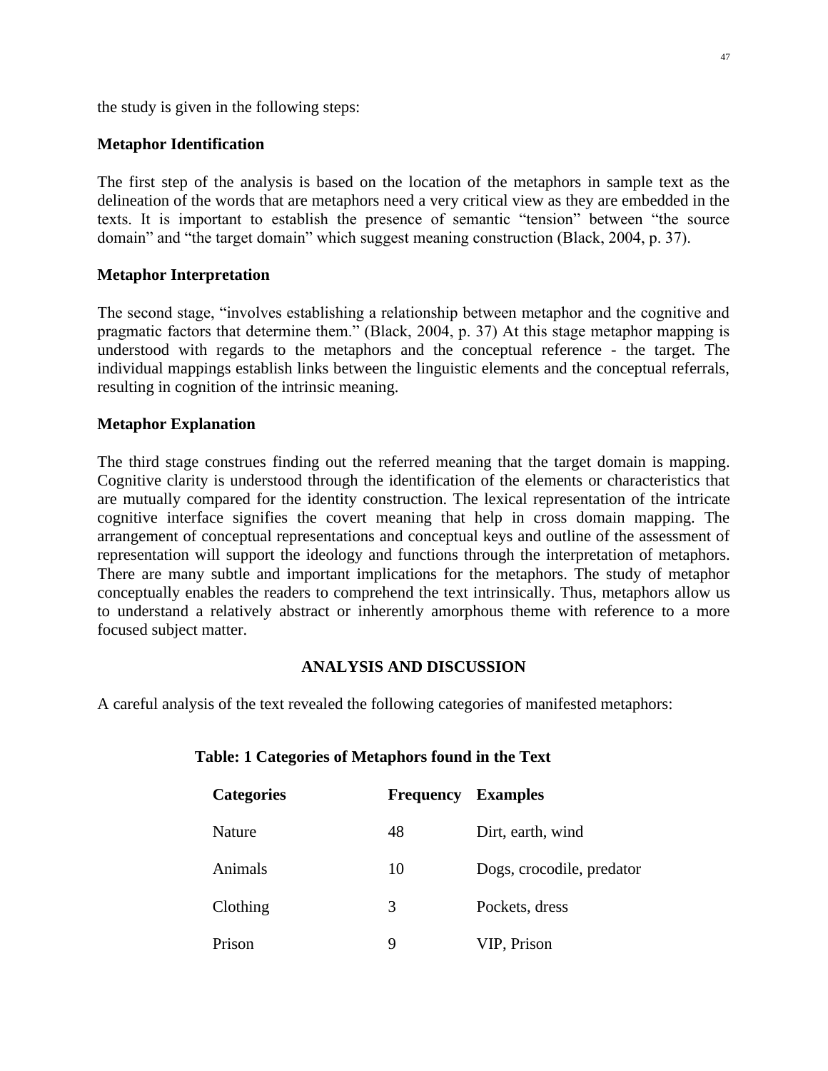the study is given in the following steps:

**Metaphor Identification**

The first step of the analysis is based on the location of the metaphors in sample text as the delineation of the words that are metaphors need a very critical view as they are embedded in the texts. It is important to establish the presence of semantic “tension” between “the source domain” and “the target domain” which suggest meaning construction (Black, 2004, p. 37).

**Metaphor Interpretation**

The second stage, “involves establishing a relationship between metaphor and the cognitive and pragmatic factors that determine them.” (Black, 2004, p. 37) At this stage metaphor mapping is understood with regards to the metaphors and the conceptual reference - the target. The individual mappings establish links between the linguistic elements and the conceptual referrals, resulting in cognition of the intrinsic meaning.

**Metaphor Explanation**

The third stage construes finding out the referred meaning that the target domain is mapping. Cognitive clarity is understood through the identification of the elements or characteristics that are mutually compared for the identity construction. The lexical representation of the intricate cognitive interface signifies the covert meaning that help in cross domain mapping. The arrangement of conceptual representations and conceptual keys and outline of the assessment of representation will support the ideology and functions through the interpretation of metaphors. There are many subtle and important implications for the metaphors. The study of metaphor conceptually enables the readers to comprehend the text intrinsically. Thus, metaphors allow us to understand a relatively abstract or inherently amorphous theme with reference to a more focused subject matter.

## ANALYSIS AND DISCUSSION

A careful analysis of the text revealed the following categories of manifested metaphors:

**Table: 1 Categories of Metaphors found in the Text**

| Categories | Frequency | Examples |
|---|---|---|
| Nature | 48 | Dirt, earth, wind |
| Animals | 10 | Dogs, crocodile, predator |
| Clothing | 3 | Pockets, dress |
| Prison | 9 | VIP, Prison |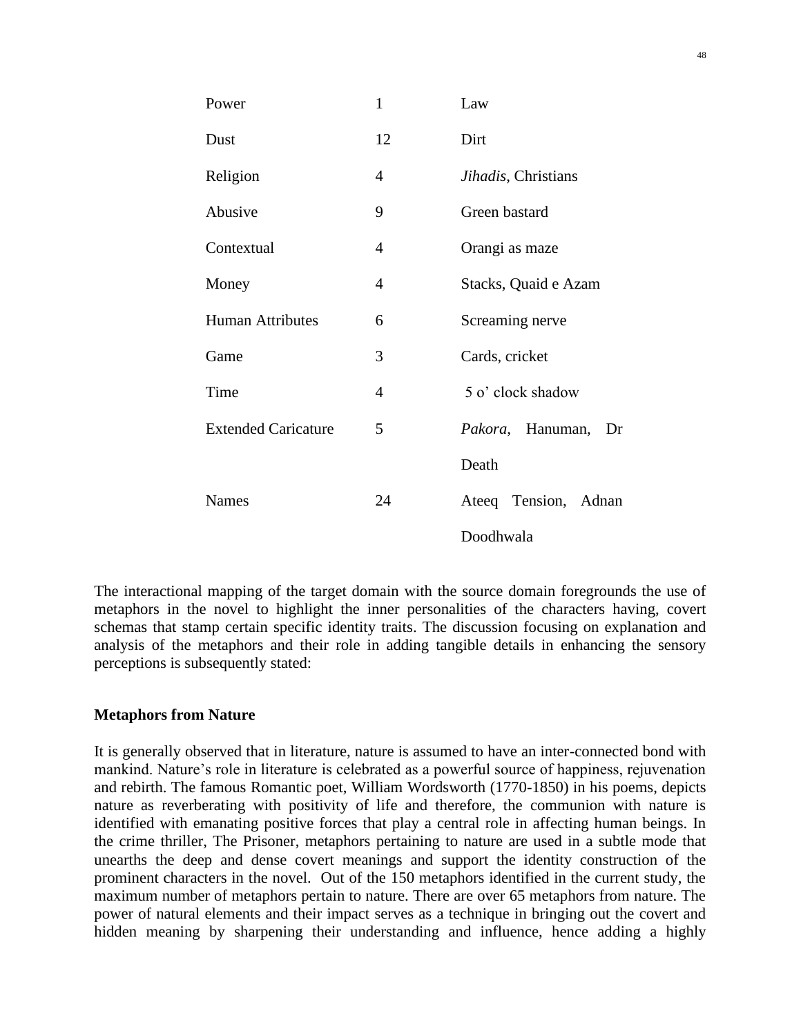| | | |
|---|---|---|
| Power | 1 | Law |
| Dust | 12 | Dirt |
| Religion | 4 | *Jihadis*, Christians |
| Abusive | 9 | Green bastard |
| Contextual | 4 | Orangi as maze |
| Money | 4 | Stacks, Quaid e Azam |
| Human Attributes | 6 | Screaming nerve |
| Game | 3 | Cards, cricket |
| Time | 4 | 5 o' clock shadow |
| Extended Caricature | 5 | *Pakora*, Hanuman, Dr Death |
| Names | 24 | Ateeq Tension, Adnan Doodhwala |

The interactional mapping of the target domain with the source domain foregrounds the use of metaphors in the novel to highlight the inner personalities of the characters having, covert schemas that stamp certain specific identity traits. The discussion focusing on explanation and analysis of the metaphors and their role in adding tangible details in enhancing the sensory perceptions is subsequently stated:

**Metaphors from Nature**

It is generally observed that in literature, nature is assumed to have an inter-connected bond with mankind. Nature's role in literature is celebrated as a powerful source of happiness, rejuvenation and rebirth. The famous Romantic poet, William Wordsworth (1770-1850) in his poems, depicts nature as reverberating with positivity of life and therefore, the communion with nature is identified with emanating positive forces that play a central role in affecting human beings. In the crime thriller, The Prisoner, metaphors pertaining to nature are used in a subtle mode that unearths the deep and dense covert meanings and support the identity construction of the prominent characters in the novel. Out of the 150 metaphors identified in the current study, the maximum number of metaphors pertain to nature. There are over 65 metaphors from nature. The power of natural elements and their impact serves as a technique in bringing out the covert and hidden meaning by sharpening their understanding and influence, hence adding a highly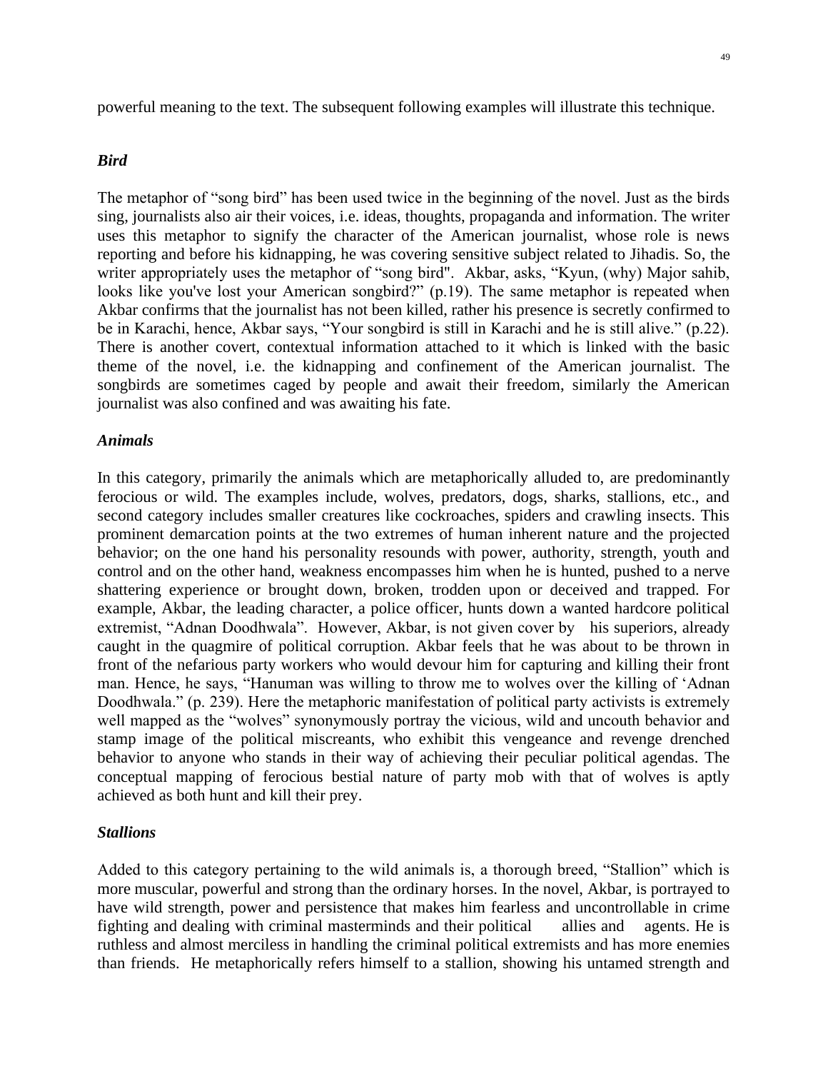powerful meaning to the text. The subsequent following examples will illustrate this technique.

***Bird***

The metaphor of "song bird" has been used twice in the beginning of the novel. Just as the birds sing, journalists also air their voices, i.e. ideas, thoughts, propaganda and information. The writer uses this metaphor to signify the character of the American journalist, whose role is news reporting and before his kidnapping, he was covering sensitive subject related to Jihadis. So, the writer appropriately uses the metaphor of "song bird". Akbar, asks, "Kyun, (why) Major sahib, looks like you've lost your American songbird?" (p.19). The same metaphor is repeated when Akbar confirms that the journalist has not been killed, rather his presence is secretly confirmed to be in Karachi, hence, Akbar says, "Your songbird is still in Karachi and he is still alive." (p.22). There is another covert, contextual information attached to it which is linked with the basic theme of the novel, i.e. the kidnapping and confinement of the American journalist. The songbirds are sometimes caged by people and await their freedom, similarly the American journalist was also confined and was awaiting his fate.

***Animals***

In this category, primarily the animals which are metaphorically alluded to, are predominantly ferocious or wild. The examples include, wolves, predators, dogs, sharks, stallions, etc., and second category includes smaller creatures like cockroaches, spiders and crawling insects. This prominent demarcation points at the two extremes of human inherent nature and the projected behavior; on the one hand his personality resounds with power, authority, strength, youth and control and on the other hand, weakness encompasses him when he is hunted, pushed to a nerve shattering experience or brought down, broken, trodden upon or deceived and trapped. For example, Akbar, the leading character, a police officer, hunts down a wanted hardcore political extremist, "Adnan Doodhwala". However, Akbar, is not given cover by his superiors, already caught in the quagmire of political corruption. Akbar feels that he was about to be thrown in front of the nefarious party workers who would devour him for capturing and killing their front man. Hence, he says, "Hanuman was willing to throw me to wolves over the killing of 'Adnan Doodhwala." (p. 239). Here the metaphoric manifestation of political party activists is extremely well mapped as the "wolves" synonymously portray the vicious, wild and uncouth behavior and stamp image of the political miscreants, who exhibit this vengeance and revenge drenched behavior to anyone who stands in their way of achieving their peculiar political agendas. The conceptual mapping of ferocious bestial nature of party mob with that of wolves is aptly achieved as both hunt and kill their prey.

***Stallions***

Added to this category pertaining to the wild animals is, a thorough breed, "Stallion" which is more muscular, powerful and strong than the ordinary horses. In the novel, Akbar, is portrayed to have wild strength, power and persistence that makes him fearless and uncontrollable in crime fighting and dealing with criminal masterminds and their political allies and agents. He is ruthless and almost merciless in handling the criminal political extremists and has more enemies than friends. He metaphorically refers himself to a stallion, showing his untamed strength and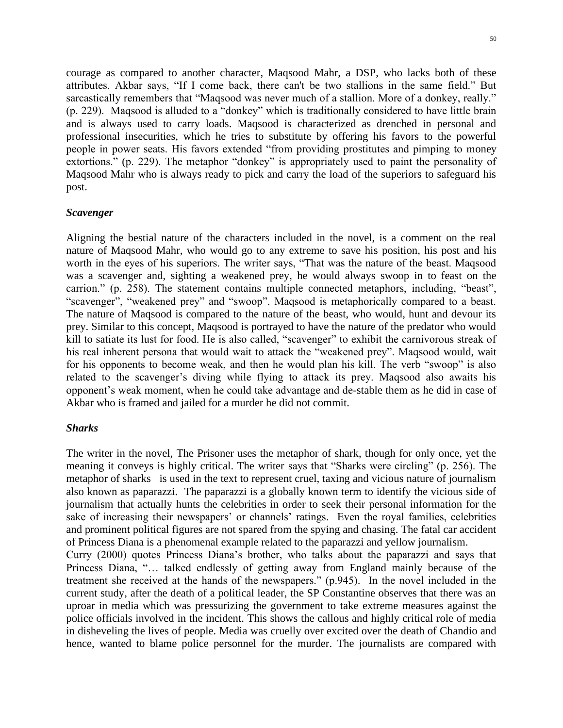courage as compared to another character, Maqsood Mahr, a DSP, who lacks both of these attributes. Akbar says, "If I come back, there can't be two stallions in the same field." But sarcastically remembers that "Maqsood was never much of a stallion. More of a donkey, really." (p. 229). Maqsood is alluded to a "donkey" which is traditionally considered to have little brain and is always used to carry loads. Maqsood is characterized as drenched in personal and professional insecurities, which he tries to substitute by offering his favors to the powerful people in power seats. His favors extended "from providing prostitutes and pimping to money extortions." (p. 229). The metaphor "donkey" is appropriately used to paint the personality of Maqsood Mahr who is always ready to pick and carry the load of the superiors to safeguard his post.

***Scavenger***

Aligning the bestial nature of the characters included in the novel, is a comment on the real nature of Maqsood Mahr, who would go to any extreme to save his position, his post and his worth in the eyes of his superiors. The writer says, "That was the nature of the beast. Maqsood was a scavenger and, sighting a weakened prey, he would always swoop in to feast on the carrion." (p. 258). The statement contains multiple connected metaphors, including, "beast", "scavenger", "weakened prey" and "swoop". Maqsood is metaphorically compared to a beast. The nature of Maqsood is compared to the nature of the beast, who would, hunt and devour its prey. Similar to this concept, Maqsood is portrayed to have the nature of the predator who would kill to satiate its lust for food. He is also called, "scavenger" to exhibit the carnivorous streak of his real inherent persona that would wait to attack the "weakened prey". Maqsood would, wait for his opponents to become weak, and then he would plan his kill. The verb "swoop" is also related to the scavenger's diving while flying to attack its prey. Maqsood also awaits his opponent's weak moment, when he could take advantage and de-stable them as he did in case of Akbar who is framed and jailed for a murder he did not commit.

***Sharks***

The writer in the novel, The Prisoner uses the metaphor of shark, though for only once, yet the meaning it conveys is highly critical. The writer says that "Sharks were circling" (p. 256). The metaphor of sharks is used in the text to represent cruel, taxing and vicious nature of journalism also known as paparazzi. The paparazzi is a globally known term to identify the vicious side of journalism that actually hunts the celebrities in order to seek their personal information for the sake of increasing their newspapers' or channels' ratings. Even the royal families, celebrities and prominent political figures are not spared from the spying and chasing. The fatal car accident of Princess Diana is a phenomenal example related to the paparazzi and yellow journalism.

Curry (2000) quotes Princess Diana's brother, who talks about the paparazzi and says that Princess Diana, "… talked endlessly of getting away from England mainly because of the treatment she received at the hands of the newspapers." (p.945). In the novel included in the current study, after the death of a political leader, the SP Constantine observes that there was an uproar in media which was pressurizing the government to take extreme measures against the police officials involved in the incident. This shows the callous and highly critical role of media in disheveling the lives of people. Media was cruelly over excited over the death of Chandio and hence, wanted to blame police personnel for the murder. The journalists are compared with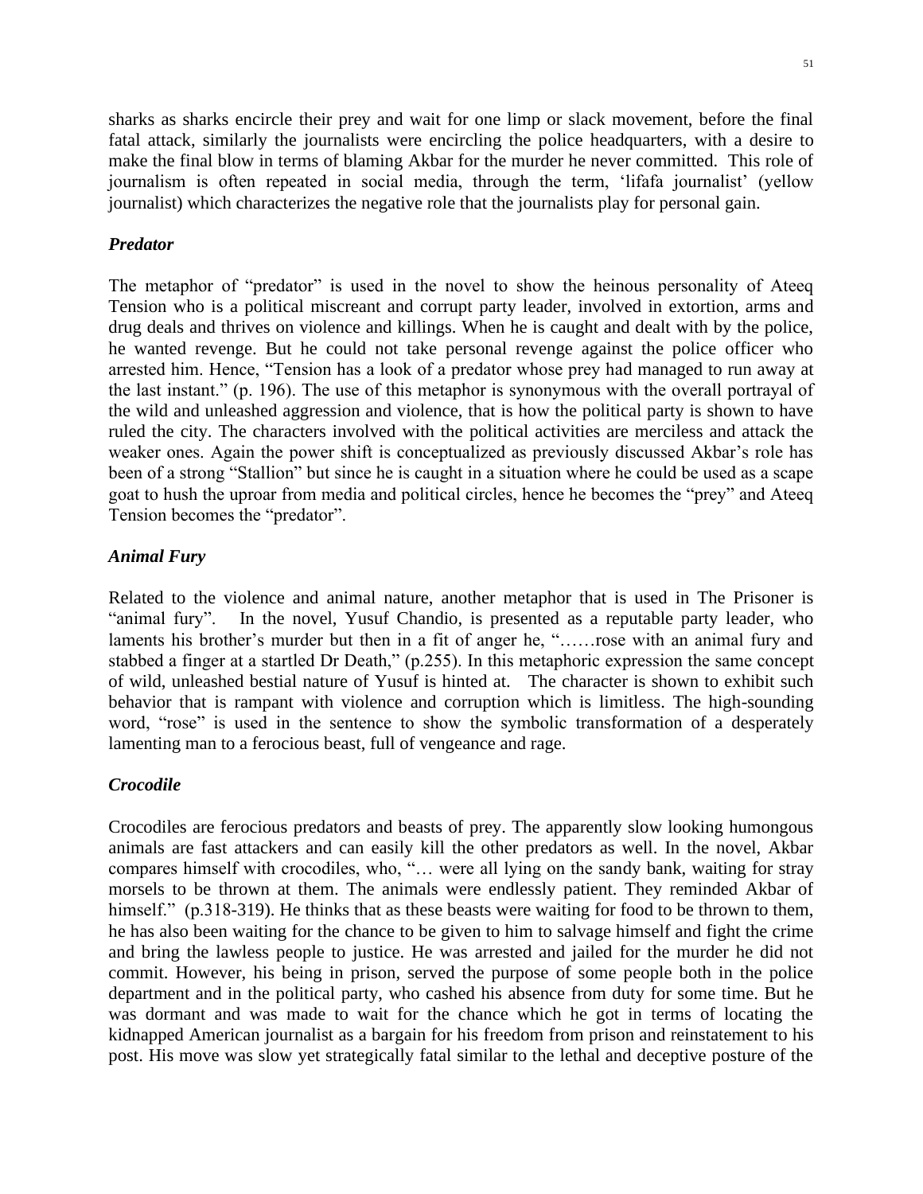sharks as sharks encircle their prey and wait for one limp or slack movement, before the final fatal attack, similarly the journalists were encircling the police headquarters, with a desire to make the final blow in terms of blaming Akbar for the murder he never committed. This role of journalism is often repeated in social media, through the term, 'lifafa journalist' (yellow journalist) which characterizes the negative role that the journalists play for personal gain.

***Predator***

The metaphor of "predator" is used in the novel to show the heinous personality of Ateeq Tension who is a political miscreant and corrupt party leader, involved in extortion, arms and drug deals and thrives on violence and killings. When he is caught and dealt with by the police, he wanted revenge. But he could not take personal revenge against the police officer who arrested him. Hence, "Tension has a look of a predator whose prey had managed to run away at the last instant." (p. 196). The use of this metaphor is synonymous with the overall portrayal of the wild and unleashed aggression and violence, that is how the political party is shown to have ruled the city. The characters involved with the political activities are merciless and attack the weaker ones. Again the power shift is conceptualized as previously discussed Akbar's role has been of a strong "Stallion" but since he is caught in a situation where he could be used as a scape goat to hush the uproar from media and political circles, hence he becomes the "prey" and Ateeq Tension becomes the "predator".

***Animal Fury***

Related to the violence and animal nature, another metaphor that is used in The Prisoner is "animal fury". In the novel, Yusuf Chandio, is presented as a reputable party leader, who laments his brother's murder but then in a fit of anger he, "……rose with an animal fury and stabbed a finger at a startled Dr Death," (p.255). In this metaphoric expression the same concept of wild, unleashed bestial nature of Yusuf is hinted at. The character is shown to exhibit such behavior that is rampant with violence and corruption which is limitless. The high-sounding word, "rose" is used in the sentence to show the symbolic transformation of a desperately lamenting man to a ferocious beast, full of vengeance and rage.

***Crocodile***

Crocodiles are ferocious predators and beasts of prey. The apparently slow looking humongous animals are fast attackers and can easily kill the other predators as well. In the novel, Akbar compares himself with crocodiles, who, "… were all lying on the sandy bank, waiting for stray morsels to be thrown at them. The animals were endlessly patient. They reminded Akbar of himself." (p.318-319). He thinks that as these beasts were waiting for food to be thrown to them, he has also been waiting for the chance to be given to him to salvage himself and fight the crime and bring the lawless people to justice. He was arrested and jailed for the murder he did not commit. However, his being in prison, served the purpose of some people both in the police department and in the political party, who cashed his absence from duty for some time. But he was dormant and was made to wait for the chance which he got in terms of locating the kidnapped American journalist as a bargain for his freedom from prison and reinstatement to his post. His move was slow yet strategically fatal similar to the lethal and deceptive posture of the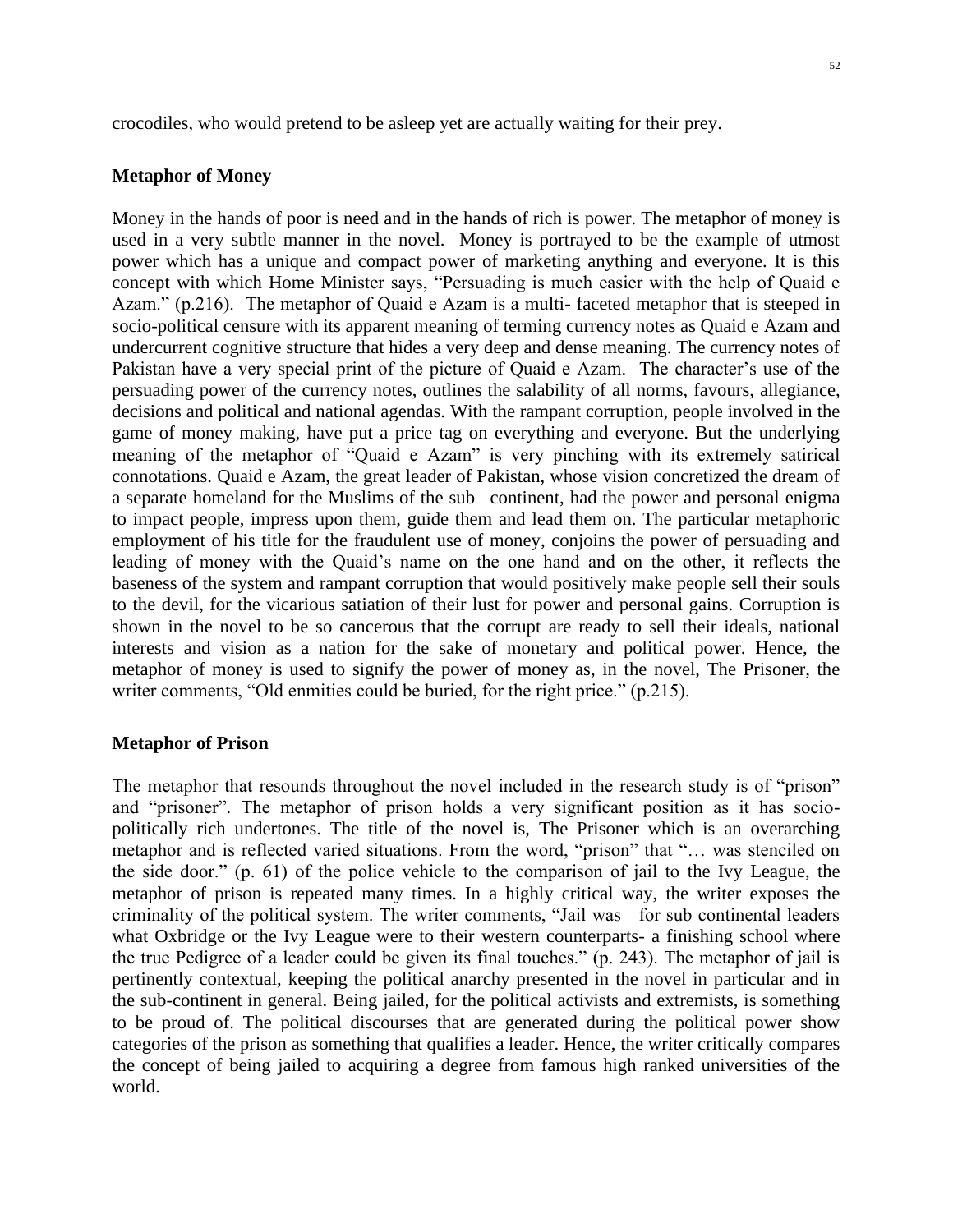crocodiles, who would pretend to be asleep yet are actually waiting for their prey.

**Metaphor of Money**

Money in the hands of poor is need and in the hands of rich is power. The metaphor of money is used in a very subtle manner in the novel. Money is portrayed to be the example of utmost power which has a unique and compact power of marketing anything and everyone. It is this concept with which Home Minister says, "Persuading is much easier with the help of Quaid e Azam." (p.216). The metaphor of Quaid e Azam is a multi- faceted metaphor that is steeped in socio-political censure with its apparent meaning of terming currency notes as Quaid e Azam and undercurrent cognitive structure that hides a very deep and dense meaning. The currency notes of Pakistan have a very special print of the picture of Quaid e Azam. The character's use of the persuading power of the currency notes, outlines the salability of all norms, favours, allegiance, decisions and political and national agendas. With the rampant corruption, people involved in the game of money making, have put a price tag on everything and everyone. But the underlying meaning of the metaphor of "Quaid e Azam" is very pinching with its extremely satirical connotations. Quaid e Azam, the great leader of Pakistan, whose vision concretized the dream of a separate homeland for the Muslims of the sub –continent, had the power and personal enigma to impact people, impress upon them, guide them and lead them on. The particular metaphoric employment of his title for the fraudulent use of money, conjoins the power of persuading and leading of money with the Quaid's name on the one hand and on the other, it reflects the baseness of the system and rampant corruption that would positively make people sell their souls to the devil, for the vicarious satiation of their lust for power and personal gains. Corruption is shown in the novel to be so cancerous that the corrupt are ready to sell their ideals, national interests and vision as a nation for the sake of monetary and political power. Hence, the metaphor of money is used to signify the power of money as, in the novel, The Prisoner, the writer comments, "Old enmities could be buried, for the right price." (p.215).

**Metaphor of Prison**

The metaphor that resounds throughout the novel included in the research study is of "prison" and "prisoner". The metaphor of prison holds a very significant position as it has socio-politically rich undertones. The title of the novel is, The Prisoner which is an overarching metaphor and is reflected varied situations. From the word, "prison" that "… was stenciled on the side door." (p. 61) of the police vehicle to the comparison of jail to the Ivy League, the metaphor of prison is repeated many times. In a highly critical way, the writer exposes the criminality of the political system. The writer comments, "Jail was for sub continental leaders what Oxbridge or the Ivy League were to their western counterparts- a finishing school where the true Pedigree of a leader could be given its final touches." (p. 243). The metaphor of jail is pertinently contextual, keeping the political anarchy presented in the novel in particular and in the sub-continent in general. Being jailed, for the political activists and extremists, is something to be proud of. The political discourses that are generated during the political power show categories of the prison as something that qualifies a leader. Hence, the writer critically compares the concept of being jailed to acquiring a degree from famous high ranked universities of the world.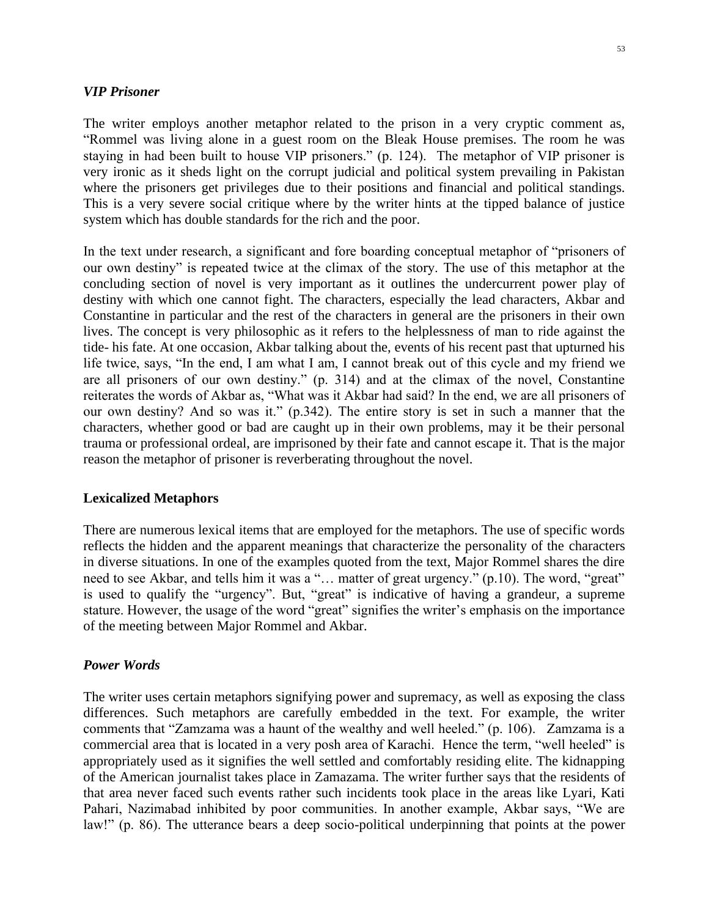*VIP Prisoner*

The writer employs another metaphor related to the prison in a very cryptic comment as, "Rommel was living alone in a guest room on the Bleak House premises. The room he was staying in had been built to house VIP prisoners." (p. 124). The metaphor of VIP prisoner is very ironic as it sheds light on the corrupt judicial and political system prevailing in Pakistan where the prisoners get privileges due to their positions and financial and political standings. This is a very severe social critique where by the writer hints at the tipped balance of justice system which has double standards for the rich and the poor.

In the text under research, a significant and fore boarding conceptual metaphor of "prisoners of our own destiny" is repeated twice at the climax of the story. The use of this metaphor at the concluding section of novel is very important as it outlines the undercurrent power play of destiny with which one cannot fight. The characters, especially the lead characters, Akbar and Constantine in particular and the rest of the characters in general are the prisoners in their own lives. The concept is very philosophic as it refers to the helplessness of man to ride against the tide- his fate. At one occasion, Akbar talking about the, events of his recent past that upturned his life twice, says, "In the end, I am what I am, I cannot break out of this cycle and my friend we are all prisoners of our own destiny." (p. 314) and at the climax of the novel, Constantine reiterates the words of Akbar as, "What was it Akbar had said? In the end, we are all prisoners of our own destiny? And so was it." (p.342). The entire story is set in such a manner that the characters, whether good or bad are caught up in their own problems, may it be their personal trauma or professional ordeal, are imprisoned by their fate and cannot escape it. That is the major reason the metaphor of prisoner is reverberating throughout the novel.

**Lexicalized Metaphors**

There are numerous lexical items that are employed for the metaphors. The use of specific words reflects the hidden and the apparent meanings that characterize the personality of the characters in diverse situations. In one of the examples quoted from the text, Major Rommel shares the dire need to see Akbar, and tells him it was a "… matter of great urgency." (p.10). The word, "great" is used to qualify the "urgency". But, "great" is indicative of having a grandeur, a supreme stature. However, the usage of the word "great" signifies the writer's emphasis on the importance of the meeting between Major Rommel and Akbar.

*Power Words*

The writer uses certain metaphors signifying power and supremacy, as well as exposing the class differences. Such metaphors are carefully embedded in the text. For example, the writer comments that "Zamzama was a haunt of the wealthy and well heeled." (p. 106). Zamzama is a commercial area that is located in a very posh area of Karachi. Hence the term, "well heeled" is appropriately used as it signifies the well settled and comfortably residing elite. The kidnapping of the American journalist takes place in Zamazama. The writer further says that the residents of that area never faced such events rather such incidents took place in the areas like Lyari, Kati Pahari, Nazimabad inhibited by poor communities. In another example, Akbar says, "We are law!" (p. 86). The utterance bears a deep socio-political underpinning that points at the power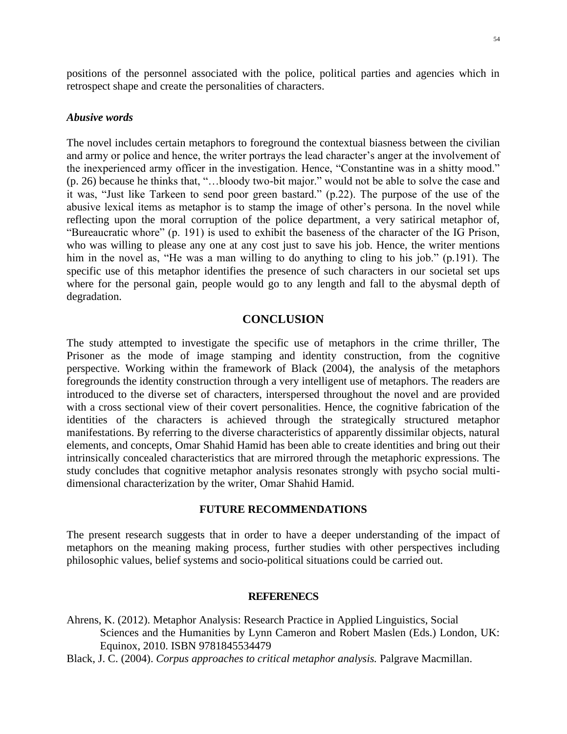positions of the personnel associated with the police, political parties and agencies which in retrospect shape and create the personalities of characters.

### *Abusive words*

The novel includes certain metaphors to foreground the contextual biasness between the civilian and army or police and hence, the writer portrays the lead character's anger at the involvement of the inexperienced army officer in the investigation. Hence, "Constantine was in a shitty mood." (p. 26) because he thinks that, "…bloody two-bit major." would not be able to solve the case and it was, "Just like Tarkeen to send poor green bastard." (p.22). The purpose of the use of the abusive lexical items as metaphor is to stamp the image of other's persona. In the novel while reflecting upon the moral corruption of the police department, a very satirical metaphor of, "Bureaucratic whore" (p. 191) is used to exhibit the baseness of the character of the IG Prison, who was willing to please any one at any cost just to save his job. Hence, the writer mentions him in the novel as, "He was a man willing to do anything to cling to his job." (p.191). The specific use of this metaphor identifies the presence of such characters in our societal set ups where for the personal gain, people would go to any length and fall to the abysmal depth of degradation.

## CONCLUSION

The study attempted to investigate the specific use of metaphors in the crime thriller, The Prisoner as the mode of image stamping and identity construction, from the cognitive perspective. Working within the framework of Black (2004), the analysis of the metaphors foregrounds the identity construction through a very intelligent use of metaphors. The readers are introduced to the diverse set of characters, interspersed throughout the novel and are provided with a cross sectional view of their covert personalities. Hence, the cognitive fabrication of the identities of the characters is achieved through the strategically structured metaphor manifestations. By referring to the diverse characteristics of apparently dissimilar objects, natural elements, and concepts, Omar Shahid Hamid has been able to create identities and bring out their intrinsically concealed characteristics that are mirrored through the metaphoric expressions. The study concludes that cognitive metaphor analysis resonates strongly with psycho social multi-dimensional characterization by the writer, Omar Shahid Hamid.

## FUTURE RECOMMENDATIONS

The present research suggests that in order to have a deeper understanding of the impact of metaphors on the meaning making process, further studies with other perspectives including philosophic values, belief systems and socio-political situations could be carried out.

## REFERENECS

Ahrens, K. (2012). Metaphor Analysis: Research Practice in Applied Linguistics, Social Sciences and the Humanities by Lynn Cameron and Robert Maslen (Eds.) London, UK: Equinox, 2010. ISBN 9781845534479

Black, J. C. (2004). *Corpus approaches to critical metaphor analysis.* Palgrave Macmillan.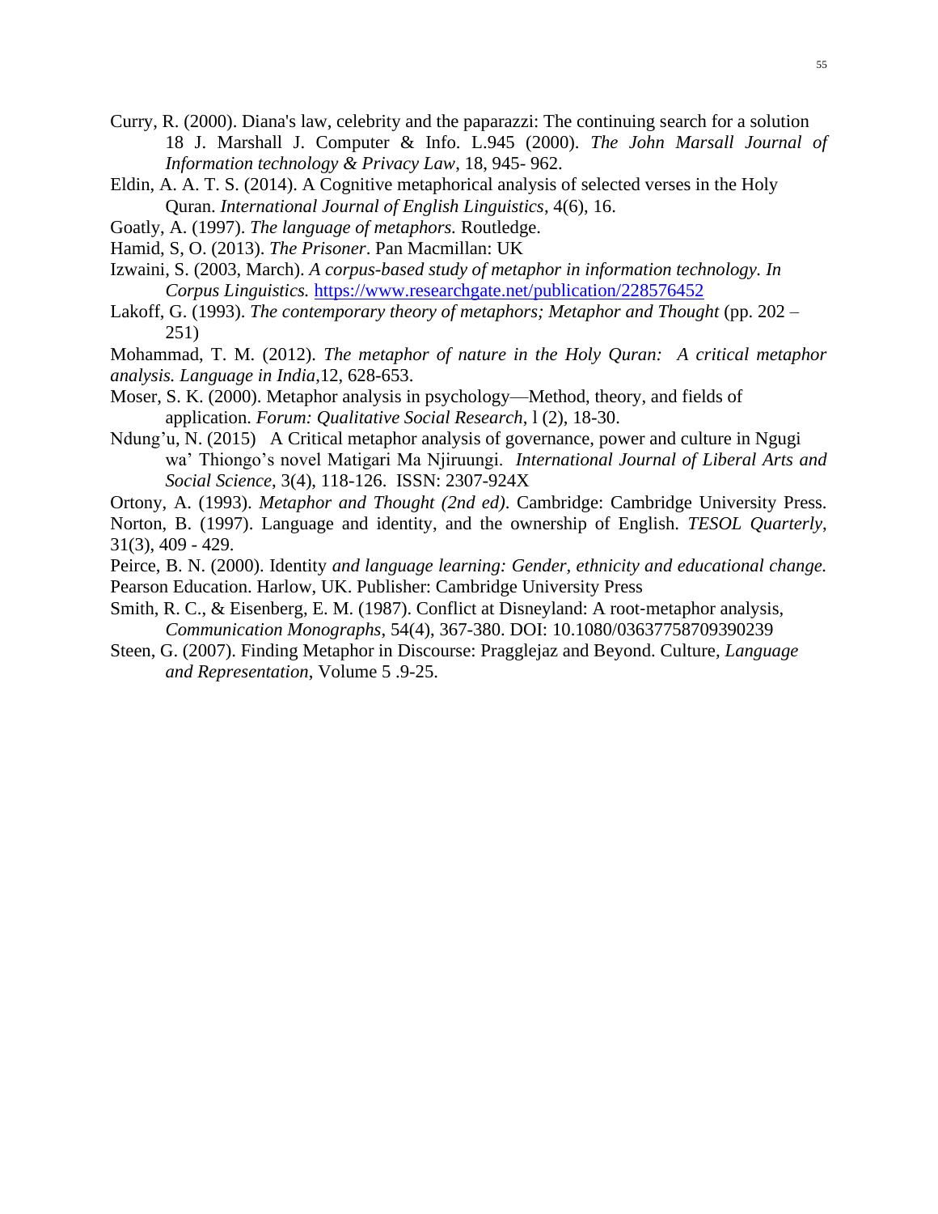Curry, R. (2000). Diana's law, celebrity and the paparazzi: The continuing search for a solution 18 J. Marshall J. Computer & Info. L.945 (2000). *The John Marsall Journal of Information technology & Privacy Law*, 18, 945- 962.

Eldin, A. A. T. S. (2014). A Cognitive metaphorical analysis of selected verses in the Holy Quran. *International Journal of English Linguistics*, 4(6), 16.

Goatly, A. (1997). *The language of metaphors.* Routledge.

Hamid, S, O. (2013). *The Prisoner*. Pan Macmillan: UK

Izwaini, S. (2003, March). *A corpus-based study of metaphor in information technology. In Corpus Linguistics.* https://www.researchgate.net/publication/228576452

Lakoff, G. (1993). *The contemporary theory of metaphors; Metaphor and Thought* (pp. 202 – 251)

Mohammad, T. M. (2012). *The metaphor of nature in the Holy Quran: A critical metaphor analysis. Language in India*,12, 628-653.

Moser, S. K. (2000). Metaphor analysis in psychology—Method, theory, and fields of application. *Forum: Qualitative Social Research*, l (2), 18-30.

Ndung'u, N. (2015) A Critical metaphor analysis of governance, power and culture in Ngugi wa' Thiongo's novel Matigari Ma Njiruungi. *International Journal of Liberal Arts and Social Science*, 3(4), 118-126. ISSN: 2307-924X

Ortony, A. (1993). *Metaphor and Thought (2nd ed)*. Cambridge: Cambridge University Press.

Norton, B. (1997). Language and identity, and the ownership of English. *TESOL Quarterly*, 31(3), 409 - 429.

Peirce, B. N. (2000). Identity *and language learning: Gender, ethnicity and educational change.* Pearson Education. Harlow, UK. Publisher: Cambridge University Press

Smith, R. C., & Eisenberg, E. M. (1987). Conflict at Disneyland: A root-metaphor analysis, *Communication Monographs*, 54(4), 367-380. DOI: 10.1080/03637758709390239

Steen, G. (2007). Finding Metaphor in Discourse: Pragglejaz and Beyond. Culture, *Language and Representation*, Volume 5 .9-25.